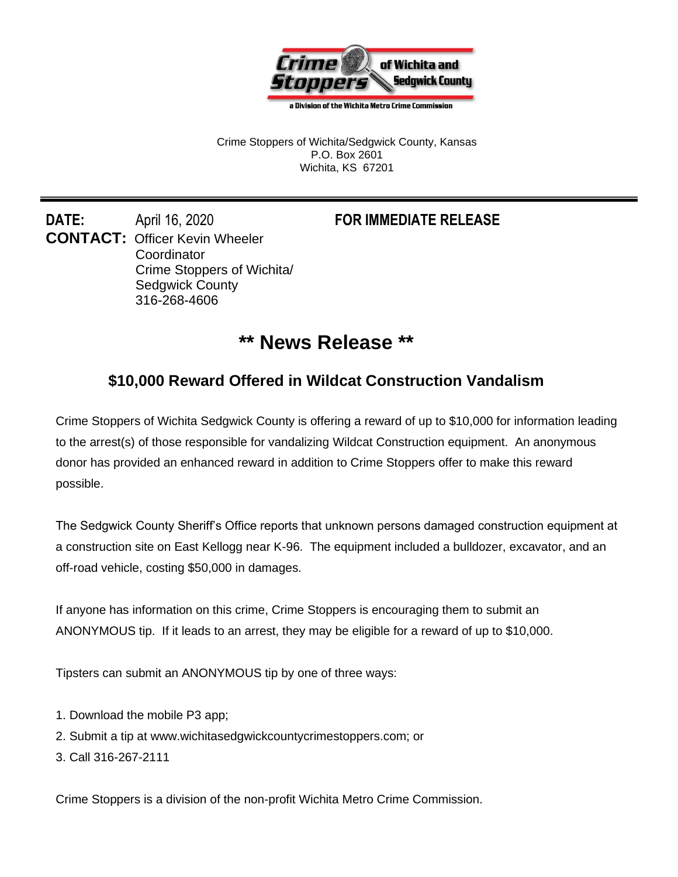Crime Stoppers of Wichita and Sedgwick County

a Division of the Wichita Metro Crime Commission

Crime Stoppers of Wichita/Sedgwick County, Kansas
P.O. Box 2601
Wichita, KS 67201

---

**DATE:** April 16, 2020 **FOR IMMEDIATE RELEASE**

**CONTACT:** Officer Kevin Wheeler
Coordinator
Crime Stoppers of Wichita/
Sedgwick County
316-268-4606

# ** News Release **

## $10,000 Reward Offered in Wildcat Construction Vandalism

Crime Stoppers of Wichita Sedgwick County is offering a reward of up to $10,000 for information leading to the arrest(s) of those responsible for vandalizing Wildcat Construction equipment. An anonymous donor has provided an enhanced reward in addition to Crime Stoppers offer to make this reward possible.

The Sedgwick County Sheriff's Office reports that unknown persons damaged construction equipment at a construction site on East Kellogg near K-96. The equipment included a bulldozer, excavator, and an off-road vehicle, costing $50,000 in damages.

If anyone has information on this crime, Crime Stoppers is encouraging them to submit an ANONYMOUS tip. If it leads to an arrest, they may be eligible for a reward of up to $10,000.

Tipsters can submit an ANONYMOUS tip by one of three ways:

1. Download the mobile P3 app;
2. Submit a tip at www.wichitasedgwickcountycrimestoppers.com; or
3. Call 316-267-2111

Crime Stoppers is a division of the non-profit Wichita Metro Crime Commission.